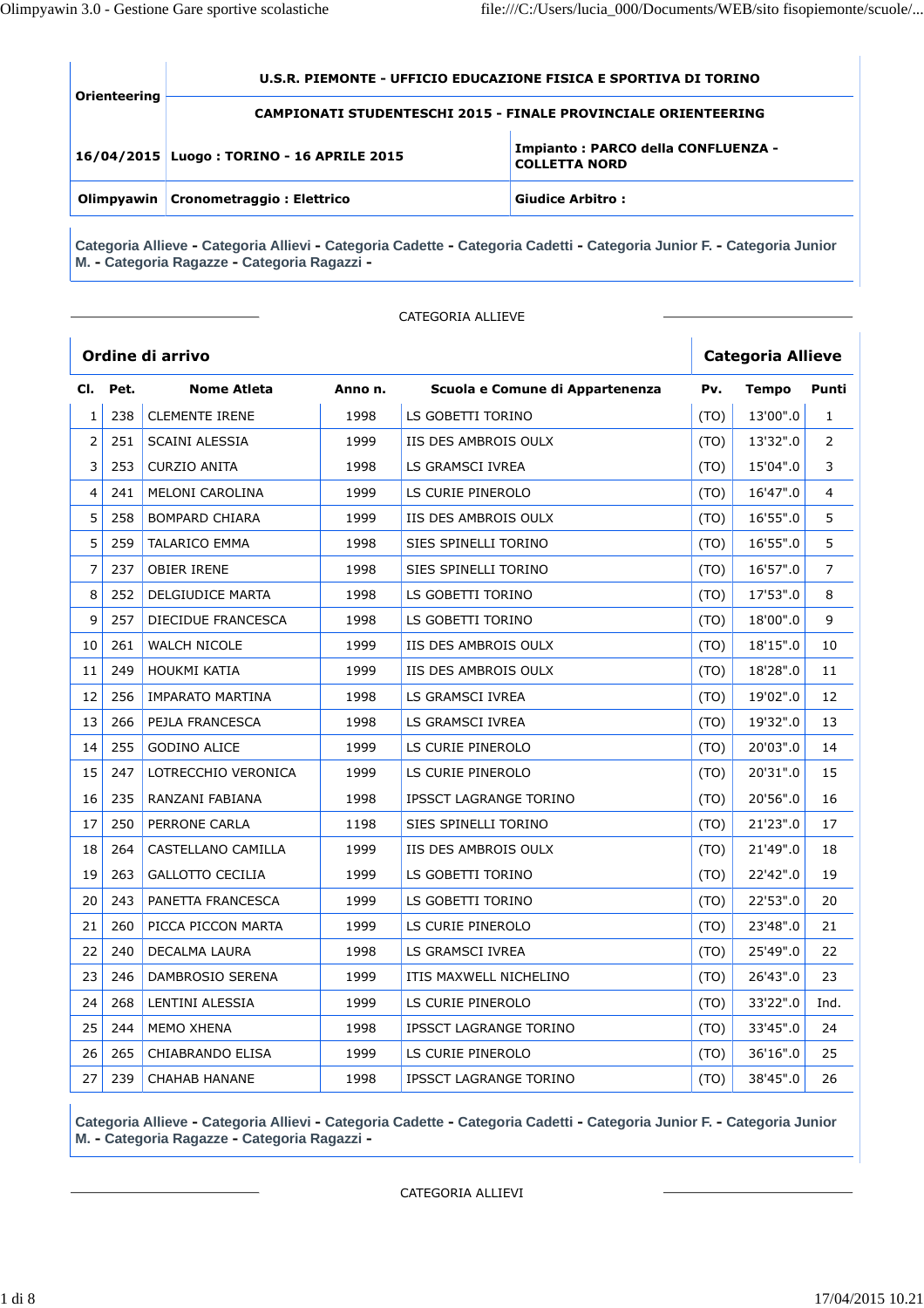| Orienteering | U.S.R. PIEMONTE - UFFICIO EDUCAZIONE FISICA E SPORTIVA DI TORINO | |
|---|---|---|
| | CAMPIONATI STUDENTESCHI 2015 - FINALE PROVINCIALE ORIENTEERING | |
| 16/04/2015 | Luogo : TORINO - 16 APRILE 2015 | Impianto : PARCO della CONFLUENZA - COLLETTA NORD |
| Olimpyawin | Cronometraggio : Elettrico | Giudice Arbitro : |

Categoria Allieve - Categoria Allievi - Categoria Cadette - Categoria Cadetti - Categoria Junior F. - Categoria Junior M. - Categoria Ragazze - Categoria Ragazzi -

CATEGORIA ALLIEVE

**Ordine di arrivo** — **Categoria Allieve**

| Cl. | Pet. | Nome Atleta | Anno n. | Scuola e Comune di Appartenenza | Pv. | Tempo | Punti |
|---|---|---|---|---|---|---|---|
| 1 | 238 | CLEMENTE IRENE | 1998 | LS GOBETTI TORINO | (TO) | 13'00".0 | 1 |
| 2 | 251 | SCAINI ALESSIA | 1999 | IIS DES AMBROIS OULX | (TO) | 13'32".0 | 2 |
| 3 | 253 | CURZIO ANITA | 1998 | LS GRAMSCI IVREA | (TO) | 15'04".0 | 3 |
| 4 | 241 | MELONI CAROLINA | 1999 | LS CURIE PINEROLO | (TO) | 16'47".0 | 4 |
| 5 | 258 | BOMPARD CHIARA | 1999 | IIS DES AMBROIS OULX | (TO) | 16'55".0 | 5 |
| 5 | 259 | TALARICO EMMA | 1998 | SIES SPINELLI TORINO | (TO) | 16'55".0 | 5 |
| 7 | 237 | OBIER IRENE | 1998 | SIES SPINELLI TORINO | (TO) | 16'57".0 | 7 |
| 8 | 252 | DELGIUDICE MARTA | 1998 | LS GOBETTI TORINO | (TO) | 17'53".0 | 8 |
| 9 | 257 | DIECIDUE FRANCESCA | 1998 | LS GOBETTI TORINO | (TO) | 18'00".0 | 9 |
| 10 | 261 | WALCH NICOLE | 1999 | IIS DES AMBROIS OULX | (TO) | 18'15".0 | 10 |
| 11 | 249 | HOUKMI KATIA | 1999 | IIS DES AMBROIS OULX | (TO) | 18'28".0 | 11 |
| 12 | 256 | IMPARATO MARTINA | 1998 | LS GRAMSCI IVREA | (TO) | 19'02".0 | 12 |
| 13 | 266 | PEJLA FRANCESCA | 1998 | LS GRAMSCI IVREA | (TO) | 19'32".0 | 13 |
| 14 | 255 | GODINO ALICE | 1999 | LS CURIE PINEROLO | (TO) | 20'03".0 | 14 |
| 15 | 247 | LOTRECCHIO VERONICA | 1999 | LS CURIE PINEROLO | (TO) | 20'31".0 | 15 |
| 16 | 235 | RANZANI FABIANA | 1998 | IPSSCT LAGRANGE TORINO | (TO) | 20'56".0 | 16 |
| 17 | 250 | PERRONE CARLA | 1198 | SIES SPINELLI TORINO | (TO) | 21'23".0 | 17 |
| 18 | 264 | CASTELLANO CAMILLA | 1999 | IIS DES AMBROIS OULX | (TO) | 21'49".0 | 18 |
| 19 | 263 | GALLOTTO CECILIA | 1999 | LS GOBETTI TORINO | (TO) | 22'42".0 | 19 |
| 20 | 243 | PANETTA FRANCESCA | 1999 | LS GOBETTI TORINO | (TO) | 22'53".0 | 20 |
| 21 | 260 | PICCA PICCON MARTA | 1999 | LS CURIE PINEROLO | (TO) | 23'48".0 | 21 |
| 22 | 240 | DECALMA LAURA | 1998 | LS GRAMSCI IVREA | (TO) | 25'49".0 | 22 |
| 23 | 246 | DAMBROSIO SERENA | 1999 | ITIS MAXWELL NICHELINO | (TO) | 26'43".0 | 23 |
| 24 | 268 | LENTINI ALESSIA | 1999 | LS CURIE PINEROLO | (TO) | 33'22".0 | Ind. |
| 25 | 244 | MEMO XHENA | 1998 | IPSSCT LAGRANGE TORINO | (TO) | 33'45".0 | 24 |
| 26 | 265 | CHIABRANDO ELISA | 1999 | LS CURIE PINEROLO | (TO) | 36'16".0 | 25 |
| 27 | 239 | CHAHAB HANANE | 1998 | IPSSCT LAGRANGE TORINO | (TO) | 38'45".0 | 26 |

Categoria Allieve - Categoria Allievi - Categoria Cadette - Categoria Cadetti - Categoria Junior F. - Categoria Junior M. - Categoria Ragazze - Categoria Ragazzi -

CATEGORIA ALLIEVI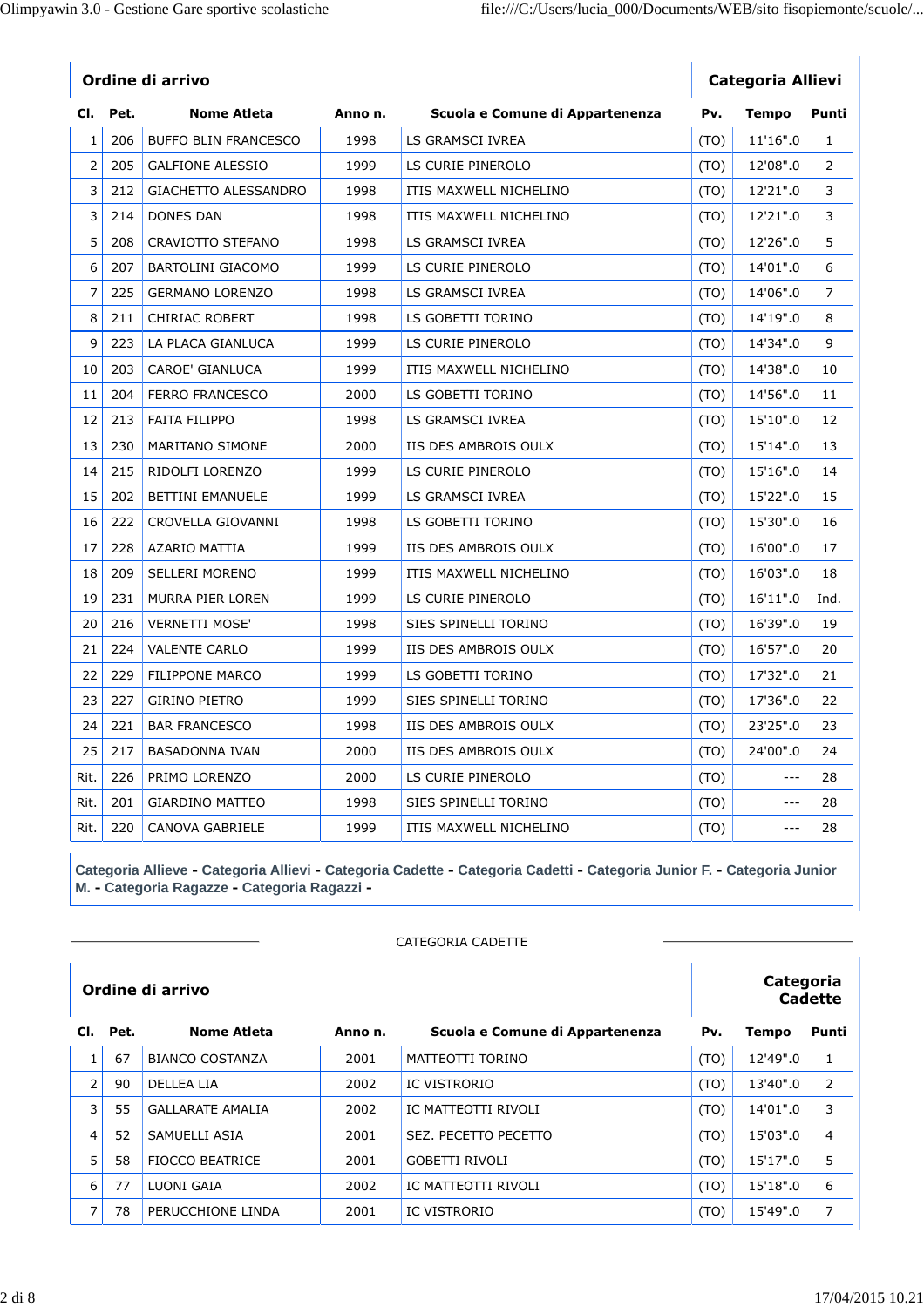| Ordine di arrivo | | | | | | | Categoria Allievi |
|---|---|---|---|---|---|---|---|
| **Cl.** | **Pet.** | **Nome Atleta** | **Anno n.** | **Scuola e Comune di Appartenenza** | **Pv.** | **Tempo** | **Punti** |
| 1 | 206 | BUFFO BLIN FRANCESCO | 1998 | LS GRAMSCI IVREA | (TO) | 11'16".0 | 1 |
| 2 | 205 | GALFIONE ALESSIO | 1999 | LS CURIE PINEROLO | (TO) | 12'08".0 | 2 |
| 3 | 212 | GIACHETTO ALESSANDRO | 1998 | ITIS MAXWELL NICHELINO | (TO) | 12'21".0 | 3 |
| 3 | 214 | DONES DAN | 1998 | ITIS MAXWELL NICHELINO | (TO) | 12'21".0 | 3 |
| 5 | 208 | CRAVIOTTO STEFANO | 1998 | LS GRAMSCI IVREA | (TO) | 12'26".0 | 5 |
| 6 | 207 | BARTOLINI GIACOMO | 1999 | LS CURIE PINEROLO | (TO) | 14'01".0 | 6 |
| 7 | 225 | GERMANO LORENZO | 1998 | LS GRAMSCI IVREA | (TO) | 14'06".0 | 7 |
| 8 | 211 | CHIRIAC ROBERT | 1998 | LS GOBETTI TORINO | (TO) | 14'19".0 | 8 |
| 9 | 223 | LA PLACA GIANLUCA | 1999 | LS CURIE PINEROLO | (TO) | 14'34".0 | 9 |
| 10 | 203 | CAROE' GIANLUCA | 1999 | ITIS MAXWELL NICHELINO | (TO) | 14'38".0 | 10 |
| 11 | 204 | FERRO FRANCESCO | 2000 | LS GOBETTI TORINO | (TO) | 14'56".0 | 11 |
| 12 | 213 | FAITA FILIPPO | 1998 | LS GRAMSCI IVREA | (TO) | 15'10".0 | 12 |
| 13 | 230 | MARITANO SIMONE | 2000 | IIS DES AMBROIS OULX | (TO) | 15'14".0 | 13 |
| 14 | 215 | RIDOLFI LORENZO | 1999 | LS CURIE PINEROLO | (TO) | 15'16".0 | 14 |
| 15 | 202 | BETTINI EMANUELE | 1999 | LS GRAMSCI IVREA | (TO) | 15'22".0 | 15 |
| 16 | 222 | CROVELLA GIOVANNI | 1998 | LS GOBETTI TORINO | (TO) | 15'30".0 | 16 |
| 17 | 228 | AZARIO MATTIA | 1999 | IIS DES AMBROIS OULX | (TO) | 16'00".0 | 17 |
| 18 | 209 | SELLERI MORENO | 1999 | ITIS MAXWELL NICHELINO | (TO) | 16'03".0 | 18 |
| 19 | 231 | MURRA PIER LOREN | 1999 | LS CURIE PINEROLO | (TO) | 16'11".0 | Ind. |
| 20 | 216 | VERNETTI MOSE' | 1998 | SIES SPINELLI TORINO | (TO) | 16'39".0 | 19 |
| 21 | 224 | VALENTE CARLO | 1999 | IIS DES AMBROIS OULX | (TO) | 16'57".0 | 20 |
| 22 | 229 | FILIPPONE MARCO | 1999 | LS GOBETTI TORINO | (TO) | 17'32".0 | 21 |
| 23 | 227 | GIRINO PIETRO | 1999 | SIES SPINELLI TORINO | (TO) | 17'36".0 | 22 |
| 24 | 221 | BAR FRANCESCO | 1998 | IIS DES AMBROIS OULX | (TO) | 23'25".0 | 23 |
| 25 | 217 | BASADONNA IVAN | 2000 | IIS DES AMBROIS OULX | (TO) | 24'00".0 | 24 |
| Rit. | 226 | PRIMO LORENZO | 2000 | LS CURIE PINEROLO | (TO) | --- | 28 |
| Rit. | 201 | GIARDINO MATTEO | 1998 | SIES SPINELLI TORINO | (TO) | --- | 28 |
| Rit. | 220 | CANOVA GABRIELE | 1999 | ITIS MAXWELL NICHELINO | (TO) | --- | 28 |

**Categoria Allieve - Categoria Allievi - Categoria Cadette - Categoria Cadetti - Categoria Junior F. - Categoria Junior M. - Categoria Ragazze - Categoria Ragazzi -**

CATEGORIA CADETTE

| Ordine di arrivo | | | | | | | Categoria Cadette |
|---|---|---|---|---|---|---|---|
| **Cl.** | **Pet.** | **Nome Atleta** | **Anno n.** | **Scuola e Comune di Appartenenza** | **Pv.** | **Tempo** | **Punti** |
| 1 | 67 | BIANCO COSTANZA | 2001 | MATTEOTTI TORINO | (TO) | 12'49".0 | 1 |
| 2 | 90 | DELLEA LIA | 2002 | IC VISTRORIO | (TO) | 13'40".0 | 2 |
| 3 | 55 | GALLARATE AMALIA | 2002 | IC MATTEOTTI RIVOLI | (TO) | 14'01".0 | 3 |
| 4 | 52 | SAMUELLI ASIA | 2001 | SEZ. PECETTO PECETTO | (TO) | 15'03".0 | 4 |
| 5 | 58 | FIOCCO BEATRICE | 2001 | GOBETTI RIVOLI | (TO) | 15'17".0 | 5 |
| 6 | 77 | LUONI GAIA | 2002 | IC MATTEOTTI RIVOLI | (TO) | 15'18".0 | 6 |
| 7 | 78 | PERUCCHIONE LINDA | 2001 | IC VISTRORIO | (TO) | 15'49".0 | 7 |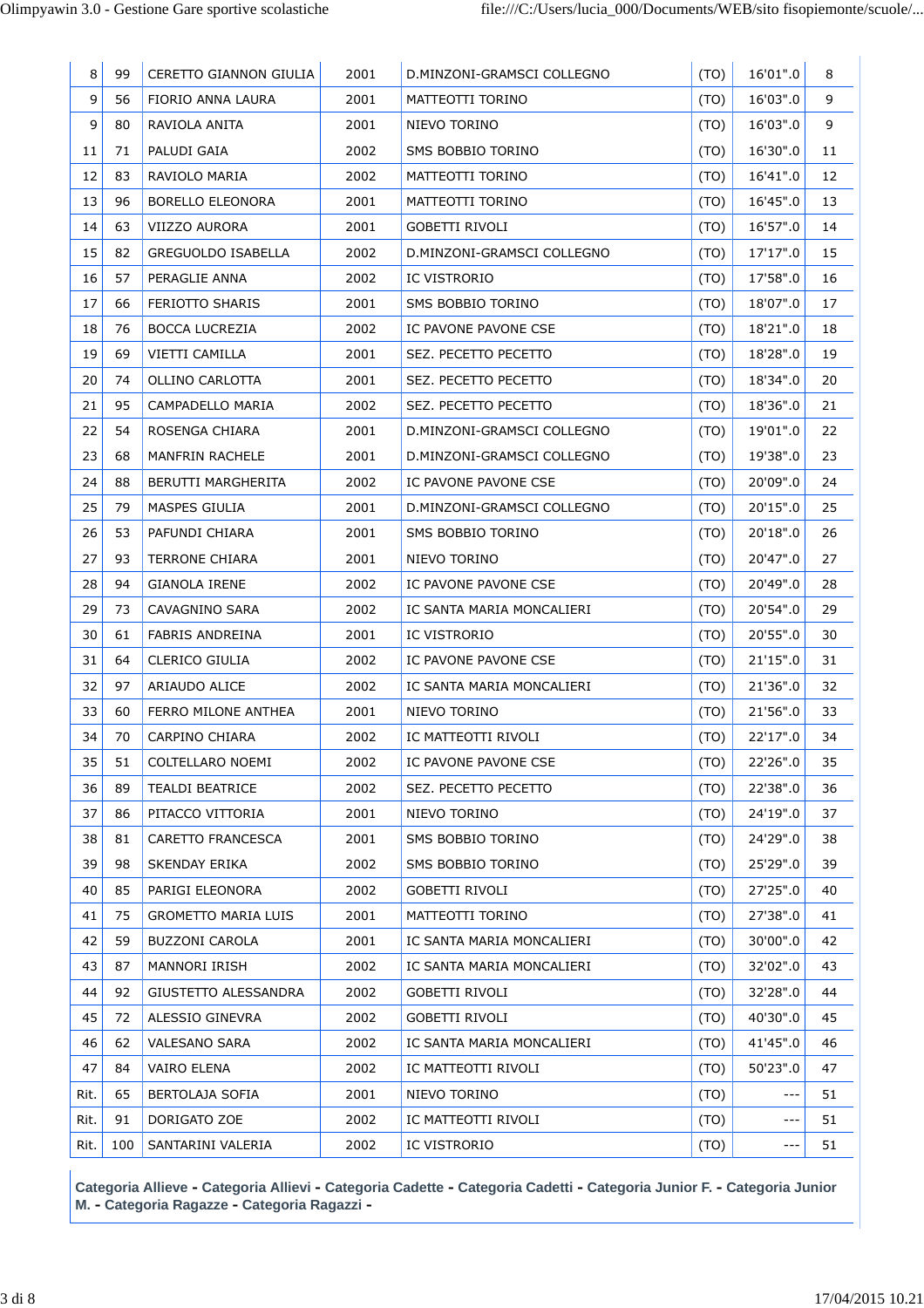| | | | | | | | |
|---|---|---|---|---|---|---|---|
| 8 | 99 | CERETTO GIANNON GIULIA | 2001 | D.MINZONI-GRAMSCI COLLEGNO | (TO) | 16'01".0 | 8 |
| 9 | 56 | FIORIO ANNA LAURA | 2001 | MATTEOTTI TORINO | (TO) | 16'03".0 | 9 |
| 9 | 80 | RAVIOLA ANITA | 2001 | NIEVO TORINO | (TO) | 16'03".0 | 9 |
| 11 | 71 | PALUDI GAIA | 2002 | SMS BOBBIO TORINO | (TO) | 16'30".0 | 11 |
| 12 | 83 | RAVIOLO MARIA | 2002 | MATTEOTTI TORINO | (TO) | 16'41".0 | 12 |
| 13 | 96 | BORELLO ELEONORA | 2001 | MATTEOTTI TORINO | (TO) | 16'45".0 | 13 |
| 14 | 63 | VIIZZO AURORA | 2001 | GOBETTI RIVOLI | (TO) | 16'57".0 | 14 |
| 15 | 82 | GREGUOLDO ISABELLA | 2002 | D.MINZONI-GRAMSCI COLLEGNO | (TO) | 17'17".0 | 15 |
| 16 | 57 | PERAGLIE ANNA | 2002 | IC VISTRORIO | (TO) | 17'58".0 | 16 |
| 17 | 66 | FERIOTTO SHARIS | 2001 | SMS BOBBIO TORINO | (TO) | 18'07".0 | 17 |
| 18 | 76 | BOCCA LUCREZIA | 2002 | IC PAVONE PAVONE CSE | (TO) | 18'21".0 | 18 |
| 19 | 69 | VIETTI CAMILLA | 2001 | SEZ. PECETTO PECETTO | (TO) | 18'28".0 | 19 |
| 20 | 74 | OLLINO CARLOTTA | 2001 | SEZ. PECETTO PECETTO | (TO) | 18'34".0 | 20 |
| 21 | 95 | CAMPADELLO MARIA | 2002 | SEZ. PECETTO PECETTO | (TO) | 18'36".0 | 21 |
| 22 | 54 | ROSENGA CHIARA | 2001 | D.MINZONI-GRAMSCI COLLEGNO | (TO) | 19'01".0 | 22 |
| 23 | 68 | MANFRIN RACHELE | 2001 | D.MINZONI-GRAMSCI COLLEGNO | (TO) | 19'38".0 | 23 |
| 24 | 88 | BERUTTI MARGHERITA | 2002 | IC PAVONE PAVONE CSE | (TO) | 20'09".0 | 24 |
| 25 | 79 | MASPES GIULIA | 2001 | D.MINZONI-GRAMSCI COLLEGNO | (TO) | 20'15".0 | 25 |
| 26 | 53 | PAFUNDI CHIARA | 2001 | SMS BOBBIO TORINO | (TO) | 20'18".0 | 26 |
| 27 | 93 | TERRONE CHIARA | 2001 | NIEVO TORINO | (TO) | 20'47".0 | 27 |
| 28 | 94 | GIANOLA IRENE | 2002 | IC PAVONE PAVONE CSE | (TO) | 20'49".0 | 28 |
| 29 | 73 | CAVAGNINO SARA | 2002 | IC SANTA MARIA MONCALIERI | (TO) | 20'54".0 | 29 |
| 30 | 61 | FABRIS ANDREINA | 2001 | IC VISTRORIO | (TO) | 20'55".0 | 30 |
| 31 | 64 | CLERICO GIULIA | 2002 | IC PAVONE PAVONE CSE | (TO) | 21'15".0 | 31 |
| 32 | 97 | ARIAUDO ALICE | 2002 | IC SANTA MARIA MONCALIERI | (TO) | 21'36".0 | 32 |
| 33 | 60 | FERRO MILONE ANTHEA | 2001 | NIEVO TORINO | (TO) | 21'56".0 | 33 |
| 34 | 70 | CARPINO CHIARA | 2002 | IC MATTEOTTI RIVOLI | (TO) | 22'17".0 | 34 |
| 35 | 51 | COLTELLARO NOEMI | 2002 | IC PAVONE PAVONE CSE | (TO) | 22'26".0 | 35 |
| 36 | 89 | TEALDI BEATRICE | 2002 | SEZ. PECETTO PECETTO | (TO) | 22'38".0 | 36 |
| 37 | 86 | PITACCO VITTORIA | 2001 | NIEVO TORINO | (TO) | 24'19".0 | 37 |
| 38 | 81 | CARETTO FRANCESCA | 2001 | SMS BOBBIO TORINO | (TO) | 24'29".0 | 38 |
| 39 | 98 | SKENDAY ERIKA | 2002 | SMS BOBBIO TORINO | (TO) | 25'29".0 | 39 |
| 40 | 85 | PARIGI ELEONORA | 2002 | GOBETTI RIVOLI | (TO) | 27'25".0 | 40 |
| 41 | 75 | GROMETTO MARIA LUIS | 2001 | MATTEOTTI TORINO | (TO) | 27'38".0 | 41 |
| 42 | 59 | BUZZONI CAROLA | 2001 | IC SANTA MARIA MONCALIERI | (TO) | 30'00".0 | 42 |
| 43 | 87 | MANNORI IRISH | 2002 | IC SANTA MARIA MONCALIERI | (TO) | 32'02".0 | 43 |
| 44 | 92 | GIUSTETTO ALESSANDRA | 2002 | GOBETTI RIVOLI | (TO) | 32'28".0 | 44 |
| 45 | 72 | ALESSIO GINEVRA | 2002 | GOBETTI RIVOLI | (TO) | 40'30".0 | 45 |
| 46 | 62 | VALESANO SARA | 2002 | IC SANTA MARIA MONCALIERI | (TO) | 41'45".0 | 46 |
| 47 | 84 | VAIRO ELENA | 2002 | IC MATTEOTTI RIVOLI | (TO) | 50'23".0 | 47 |
| Rit. | 65 | BERTOLAJA SOFIA | 2001 | NIEVO TORINO | (TO) | --- | 51 |
| Rit. | 91 | DORIGATO ZOE | 2002 | IC MATTEOTTI RIVOLI | (TO) | --- | 51 |
| Rit. | 100 | SANTARINI VALERIA | 2002 | IC VISTRORIO | (TO) | --- | 51 |

**Categoria Allieve - Categoria Allievi - Categoria Cadette - Categoria Cadetti - Categoria Junior F. - Categoria Junior M. - Categoria Ragazze - Categoria Ragazzi -**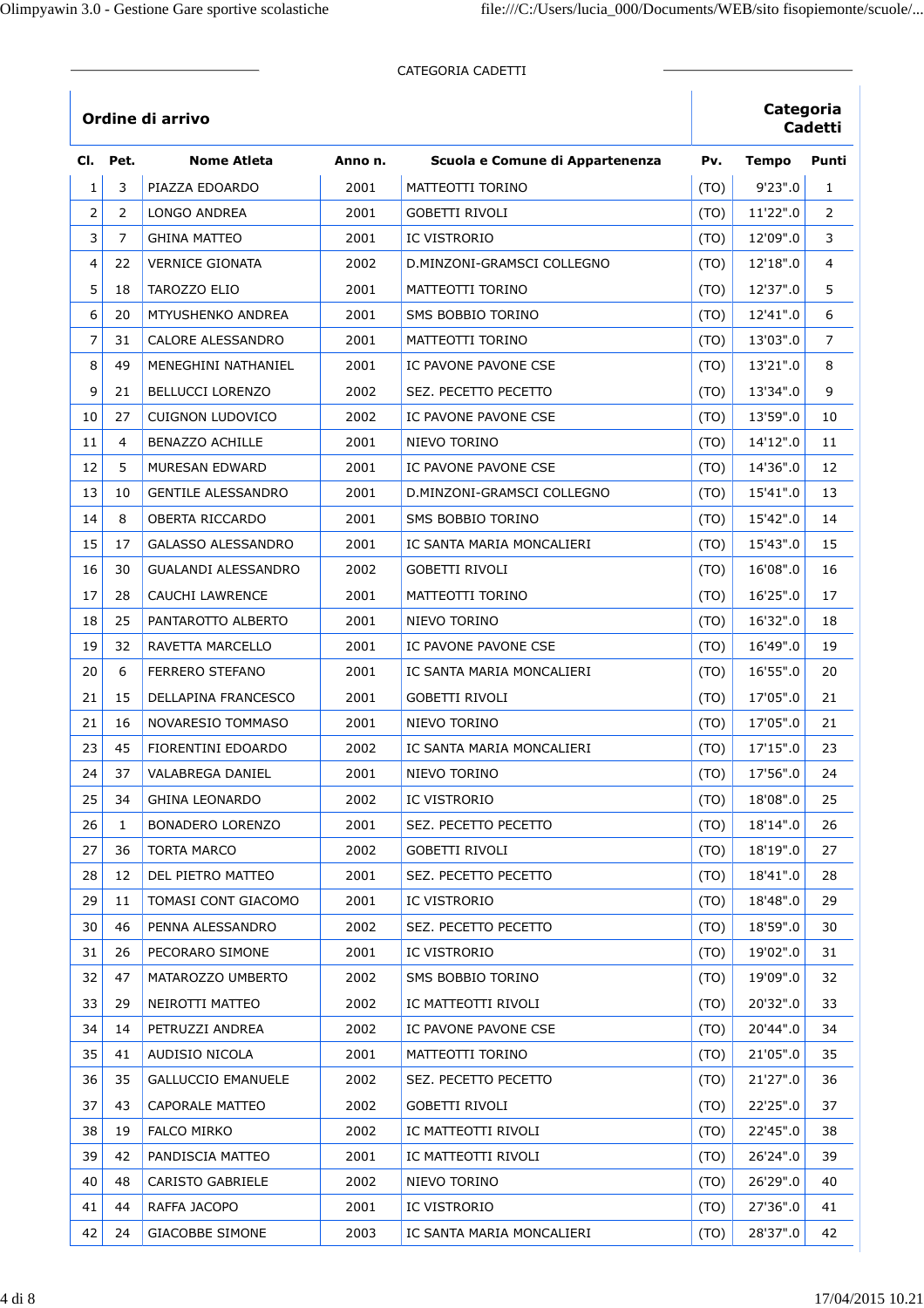CATEGORIA CADETTI

## Ordine di arrivo

**Categoria Cadetti**

| Cl. | Pet. | Nome Atleta | Anno n. | Scuola e Comune di Appartenenza | Pv. | Tempo | Punti |
|---|---|---|---|---|---|---|---|
| 1 | 3 | PIAZZA EDOARDO | 2001 | MATTEOTTI TORINO | (TO) | 9'23".0 | 1 |
| 2 | 2 | LONGO ANDREA | 2001 | GOBETTI RIVOLI | (TO) | 11'22".0 | 2 |
| 3 | 7 | GHINA MATTEO | 2001 | IC VISTRORIO | (TO) | 12'09".0 | 3 |
| 4 | 22 | VERNICE GIONATA | 2002 | D.MINZONI-GRAMSCI COLLEGNO | (TO) | 12'18".0 | 4 |
| 5 | 18 | TAROZZO ELIO | 2001 | MATTEOTTI TORINO | (TO) | 12'37".0 | 5 |
| 6 | 20 | MTYUSHENKO ANDREA | 2001 | SMS BOBBIO TORINO | (TO) | 12'41".0 | 6 |
| 7 | 31 | CALORE ALESSANDRO | 2001 | MATTEOTTI TORINO | (TO) | 13'03".0 | 7 |
| 8 | 49 | MENEGHINI NATHANIEL | 2001 | IC PAVONE PAVONE CSE | (TO) | 13'21".0 | 8 |
| 9 | 21 | BELLUCCI LORENZO | 2002 | SEZ. PECETTO PECETTO | (TO) | 13'34".0 | 9 |
| 10 | 27 | CUIGNON LUDOVICO | 2002 | IC PAVONE PAVONE CSE | (TO) | 13'59".0 | 10 |
| 11 | 4 | BENAZZO ACHILLE | 2001 | NIEVO TORINO | (TO) | 14'12".0 | 11 |
| 12 | 5 | MURESAN EDWARD | 2001 | IC PAVONE PAVONE CSE | (TO) | 14'36".0 | 12 |
| 13 | 10 | GENTILE ALESSANDRO | 2001 | D.MINZONI-GRAMSCI COLLEGNO | (TO) | 15'41".0 | 13 |
| 14 | 8 | OBERTA RICCARDO | 2001 | SMS BOBBIO TORINO | (TO) | 15'42".0 | 14 |
| 15 | 17 | GALASSO ALESSANDRO | 2001 | IC SANTA MARIA MONCALIERI | (TO) | 15'43".0 | 15 |
| 16 | 30 | GUALANDI ALESSANDRO | 2002 | GOBETTI RIVOLI | (TO) | 16'08".0 | 16 |
| 17 | 28 | CAUCHI LAWRENCE | 2001 | MATTEOTTI TORINO | (TO) | 16'25".0 | 17 |
| 18 | 25 | PANTAROTTO ALBERTO | 2001 | NIEVO TORINO | (TO) | 16'32".0 | 18 |
| 19 | 32 | RAVETTA MARCELLO | 2001 | IC PAVONE PAVONE CSE | (TO) | 16'49".0 | 19 |
| 20 | 6 | FERRERO STEFANO | 2001 | IC SANTA MARIA MONCALIERI | (TO) | 16'55".0 | 20 |
| 21 | 15 | DELLAPINA FRANCESCO | 2001 | GOBETTI RIVOLI | (TO) | 17'05".0 | 21 |
| 21 | 16 | NOVARESIO TOMMASO | 2001 | NIEVO TORINO | (TO) | 17'05".0 | 21 |
| 23 | 45 | FIORENTINI EDOARDO | 2002 | IC SANTA MARIA MONCALIERI | (TO) | 17'15".0 | 23 |
| 24 | 37 | VALABREGA DANIEL | 2001 | NIEVO TORINO | (TO) | 17'56".0 | 24 |
| 25 | 34 | GHINA LEONARDO | 2002 | IC VISTRORIO | (TO) | 18'08".0 | 25 |
| 26 | 1 | BONADERO LORENZO | 2001 | SEZ. PECETTO PECETTO | (TO) | 18'14".0 | 26 |
| 27 | 36 | TORTA MARCO | 2002 | GOBETTI RIVOLI | (TO) | 18'19".0 | 27 |
| 28 | 12 | DEL PIETRO MATTEO | 2001 | SEZ. PECETTO PECETTO | (TO) | 18'41".0 | 28 |
| 29 | 11 | TOMASI CONT GIACOMO | 2001 | IC VISTRORIO | (TO) | 18'48".0 | 29 |
| 30 | 46 | PENNA ALESSANDRO | 2002 | SEZ. PECETTO PECETTO | (TO) | 18'59".0 | 30 |
| 31 | 26 | PECORARO SIMONE | 2001 | IC VISTRORIO | (TO) | 19'02".0 | 31 |
| 32 | 47 | MATAROZZO UMBERTO | 2002 | SMS BOBBIO TORINO | (TO) | 19'09".0 | 32 |
| 33 | 29 | NEIROTTI MATTEO | 2002 | IC MATTEOTTI RIVOLI | (TO) | 20'32".0 | 33 |
| 34 | 14 | PETRUZZI ANDREA | 2002 | IC PAVONE PAVONE CSE | (TO) | 20'44".0 | 34 |
| 35 | 41 | AUDISIO NICOLA | 2001 | MATTEOTTI TORINO | (TO) | 21'05".0 | 35 |
| 36 | 35 | GALLUCCIO EMANUELE | 2002 | SEZ. PECETTO PECETTO | (TO) | 21'27".0 | 36 |
| 37 | 43 | CAPORALE MATTEO | 2002 | GOBETTI RIVOLI | (TO) | 22'25".0 | 37 |
| 38 | 19 | FALCO MIRKO | 2002 | IC MATTEOTTI RIVOLI | (TO) | 22'45".0 | 38 |
| 39 | 42 | PANDISCIA MATTEO | 2001 | IC MATTEOTTI RIVOLI | (TO) | 26'24".0 | 39 |
| 40 | 48 | CARISTO GABRIELE | 2002 | NIEVO TORINO | (TO) | 26'29".0 | 40 |
| 41 | 44 | RAFFA JACOPO | 2001 | IC VISTRORIO | (TO) | 27'36".0 | 41 |
| 42 | 24 | GIACOBBE SIMONE | 2003 | IC SANTA MARIA MONCALIERI | (TO) | 28'37".0 | 42 |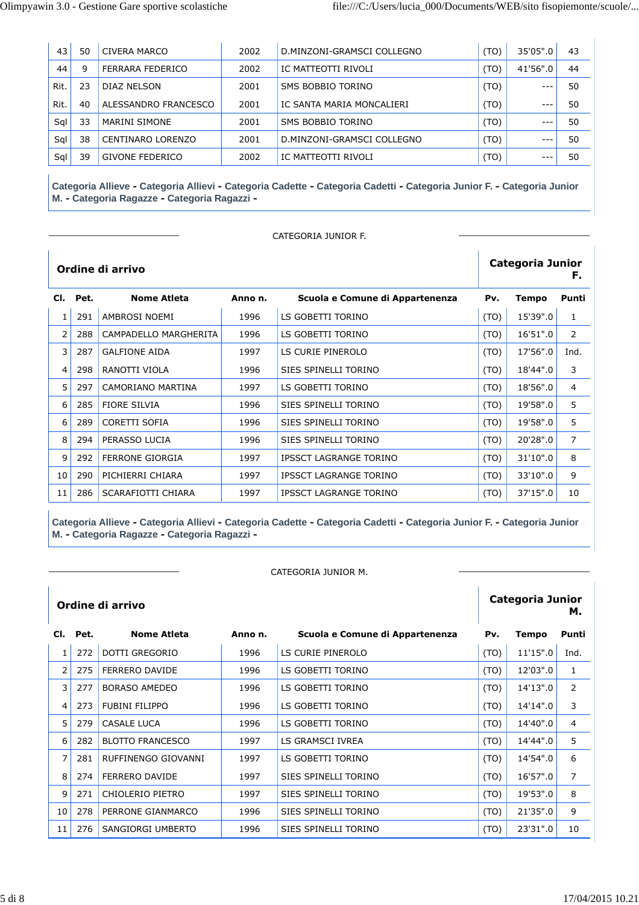| Cl. | Pet. | Nome Atleta | Anno n. | Scuola e Comune di Appartenenza | Pv. | Tempo | Punti |
|---|---|---|---|---|---|---|---|
| 43 | 50 | CIVERA MARCO | 2002 | D.MINZONI-GRAMSCI COLLEGNO | (TO) | 35'05".0 | 43 |
| 44 | 9 | FERRARA FEDERICO | 2002 | IC MATTEOTTI RIVOLI | (TO) | 41'56".0 | 44 |
| Rit. | 23 | DIAZ NELSON | 2001 | SMS BOBBIO TORINO | (TO) | --- | 50 |
| Rit. | 40 | ALESSANDRO FRANCESCO | 2001 | IC SANTA MARIA MONCALIERI | (TO) | --- | 50 |
| Sql | 33 | MARINI SIMONE | 2001 | SMS BOBBIO TORINO | (TO) | --- | 50 |
| Sql | 38 | CENTINARO LORENZO | 2001 | D.MINZONI-GRAMSCI COLLEGNO | (TO) | --- | 50 |
| Sql | 39 | GIVONE FEDERICO | 2002 | IC MATTEOTTI RIVOLI | (TO) | --- | 50 |

**Categoria Allieve - Categoria Allievi - Categoria Cadette - Categoria Cadetti - Categoria Junior F. - Categoria Junior M. - Categoria Ragazze - Categoria Ragazzi -**

CATEGORIA JUNIOR F.

**Ordine di arrivo** — **Categoria Junior F.**

| Cl. | Pet. | Nome Atleta | Anno n. | Scuola e Comune di Appartenenza | Pv. | Tempo | Punti |
|---|---|---|---|---|---|---|---|
| 1 | 291 | AMBROSI NOEMI | 1996 | LS GOBETTI TORINO | (TO) | 15'39".0 | 1 |
| 2 | 288 | CAMPADELLO MARGHERITA | 1996 | LS GOBETTI TORINO | (TO) | 16'51".0 | 2 |
| 3 | 287 | GALFIONE AIDA | 1997 | LS CURIE PINEROLO | (TO) | 17'56".0 | Ind. |
| 4 | 298 | RANOTTI VIOLA | 1996 | SIES SPINELLI TORINO | (TO) | 18'44".0 | 3 |
| 5 | 297 | CAMORIANO MARTINA | 1997 | LS GOBETTI TORINO | (TO) | 18'56".0 | 4 |
| 6 | 285 | FIORE SILVIA | 1996 | SIES SPINELLI TORINO | (TO) | 19'58".0 | 5 |
| 6 | 289 | CORETTI SOFIA | 1996 | SIES SPINELLI TORINO | (TO) | 19'58".0 | 5 |
| 8 | 294 | PERASSO LUCIA | 1996 | SIES SPINELLI TORINO | (TO) | 20'28".0 | 7 |
| 9 | 292 | FERRONE GIORGIA | 1997 | IPSSCT LAGRANGE TORINO | (TO) | 31'10".0 | 8 |
| 10 | 290 | PICHIERRI CHIARA | 1997 | IPSSCT LAGRANGE TORINO | (TO) | 33'10".0 | 9 |
| 11 | 286 | SCARAFIOTTI CHIARA | 1997 | IPSSCT LAGRANGE TORINO | (TO) | 37'15".0 | 10 |

**Categoria Allieve - Categoria Allievi - Categoria Cadette - Categoria Cadetti - Categoria Junior F. - Categoria Junior M. - Categoria Ragazze - Categoria Ragazzi -**

CATEGORIA JUNIOR M.

**Ordine di arrivo** — **Categoria Junior M.**

| Cl. | Pet. | Nome Atleta | Anno n. | Scuola e Comune di Appartenenza | Pv. | Tempo | Punti |
|---|---|---|---|---|---|---|---|
| 1 | 272 | DOTTI GREGORIO | 1996 | LS CURIE PINEROLO | (TO) | 11'15".0 | Ind. |
| 2 | 275 | FERRERO DAVIDE | 1996 | LS GOBETTI TORINO | (TO) | 12'03".0 | 1 |
| 3 | 277 | BORASO AMEDEO | 1996 | LS GOBETTI TORINO | (TO) | 14'13".0 | 2 |
| 4 | 273 | FUBINI FILIPPO | 1996 | LS GOBETTI TORINO | (TO) | 14'14".0 | 3 |
| 5 | 279 | CASALE LUCA | 1996 | LS GOBETTI TORINO | (TO) | 14'40".0 | 4 |
| 6 | 282 | BLOTTO FRANCESCO | 1997 | LS GRAMSCI IVREA | (TO) | 14'44".0 | 5 |
| 7 | 281 | RUFFINENGO GIOVANNI | 1997 | LS GOBETTI TORINO | (TO) | 14'54".0 | 6 |
| 8 | 274 | FERRERO DAVIDE | 1997 | SIES SPINELLI TORINO | (TO) | 16'57".0 | 7 |
| 9 | 271 | CHIOLERIO PIETRO | 1997 | SIES SPINELLI TORINO | (TO) | 19'53".0 | 8 |
| 10 | 278 | PERRONE GIANMARCO | 1996 | SIES SPINELLI TORINO | (TO) | 21'35".0 | 9 |
| 11 | 276 | SANGIORGI UMBERTO | 1996 | SIES SPINELLI TORINO | (TO) | 23'31".0 | 10 |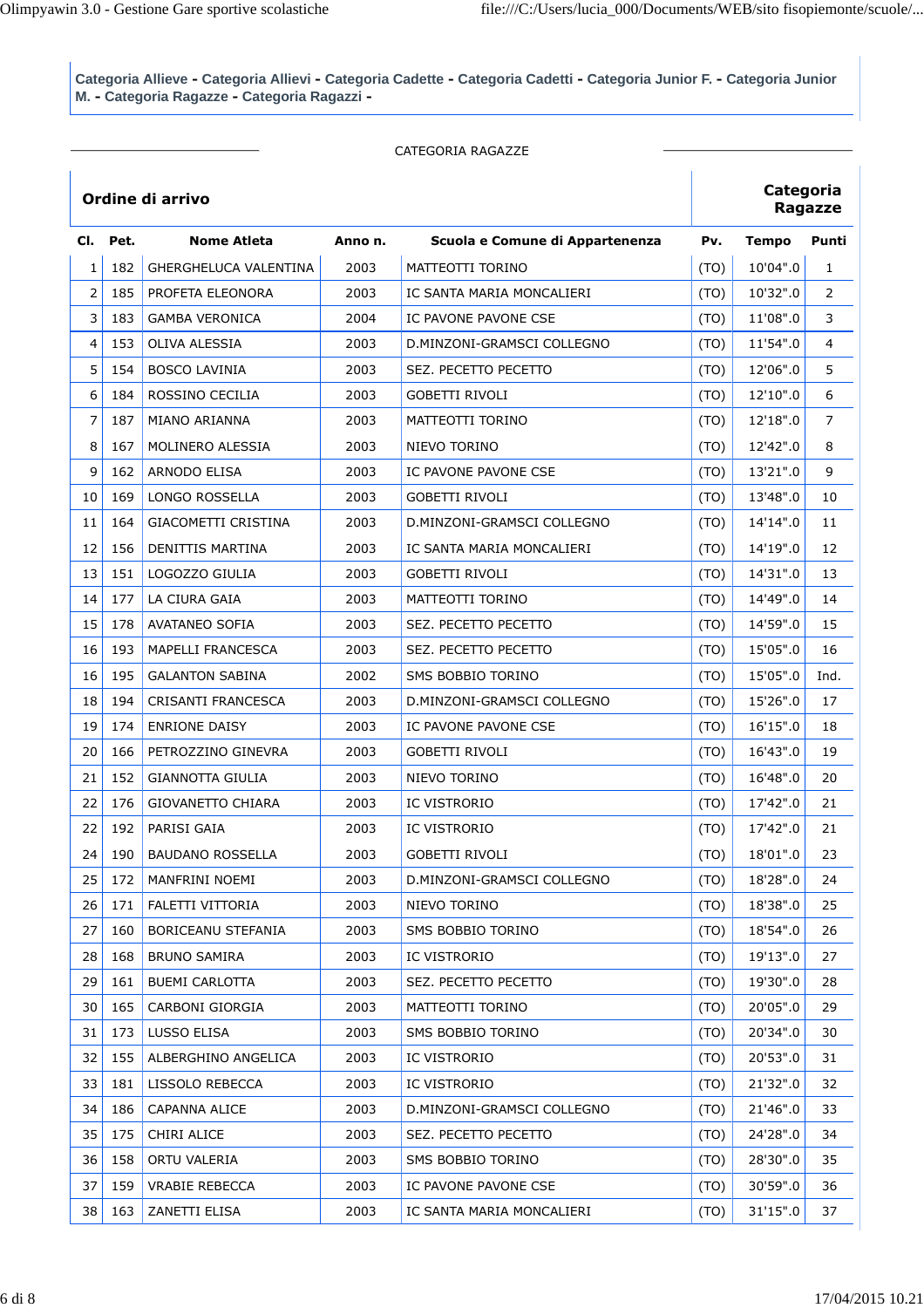**Categoria Allieve - Categoria Allievi - Categoria Cadette - Categoria Cadetti - Categoria Junior F. - Categoria Junior M. - Categoria Ragazze - Categoria Ragazzi -**

CATEGORIA RAGAZZE

| **Ordine di arrivo** | | | | | | | **Categoria Ragazze** |
|---|---|---|---|---|---|---|---|
| **Cl.** | **Pet.** | **Nome Atleta** | **Anno n.** | **Scuola e Comune di Appartenenza** | **Pv.** | **Tempo** | **Punti** |
| 1 | 182 | GHERGHELUCA VALENTINA | 2003 | MATTEOTTI TORINO | (TO) | 10'04".0 | 1 |
| 2 | 185 | PROFETA ELEONORA | 2003 | IC SANTA MARIA MONCALIERI | (TO) | 10'32".0 | 2 |
| 3 | 183 | GAMBA VERONICA | 2004 | IC PAVONE PAVONE CSE | (TO) | 11'08".0 | 3 |
| 4 | 153 | OLIVA ALESSIA | 2003 | D.MINZONI-GRAMSCI COLLEGNO | (TO) | 11'54".0 | 4 |
| 5 | 154 | BOSCO LAVINIA | 2003 | SEZ. PECETTO PECETTO | (TO) | 12'06".0 | 5 |
| 6 | 184 | ROSSINO CECILIA | 2003 | GOBETTI RIVOLI | (TO) | 12'10".0 | 6 |
| 7 | 187 | MIANO ARIANNA | 2003 | MATTEOTTI TORINO | (TO) | 12'18".0 | 7 |
| 8 | 167 | MOLINERO ALESSIA | 2003 | NIEVO TORINO | (TO) | 12'42".0 | 8 |
| 9 | 162 | ARNODO ELISA | 2003 | IC PAVONE PAVONE CSE | (TO) | 13'21".0 | 9 |
| 10 | 169 | LONGO ROSSELLA | 2003 | GOBETTI RIVOLI | (TO) | 13'48".0 | 10 |
| 11 | 164 | GIACOMETTI CRISTINA | 2003 | D.MINZONI-GRAMSCI COLLEGNO | (TO) | 14'14".0 | 11 |
| 12 | 156 | DENITTIS MARTINA | 2003 | IC SANTA MARIA MONCALIERI | (TO) | 14'19".0 | 12 |
| 13 | 151 | LOGOZZO GIULIA | 2003 | GOBETTI RIVOLI | (TO) | 14'31".0 | 13 |
| 14 | 177 | LA CIURA GAIA | 2003 | MATTEOTTI TORINO | (TO) | 14'49".0 | 14 |
| 15 | 178 | AVATANEO SOFIA | 2003 | SEZ. PECETTO PECETTO | (TO) | 14'59".0 | 15 |
| 16 | 193 | MAPELLI FRANCESCA | 2003 | SEZ. PECETTO PECETTO | (TO) | 15'05".0 | 16 |
| 16 | 195 | GALANTON SABINA | 2002 | SMS BOBBIO TORINO | (TO) | 15'05".0 | Ind. |
| 18 | 194 | CRISANTI FRANCESCA | 2003 | D.MINZONI-GRAMSCI COLLEGNO | (TO) | 15'26".0 | 17 |
| 19 | 174 | ENRIONE DAISY | 2003 | IC PAVONE PAVONE CSE | (TO) | 16'15".0 | 18 |
| 20 | 166 | PETROZZINO GINEVRA | 2003 | GOBETTI RIVOLI | (TO) | 16'43".0 | 19 |
| 21 | 152 | GIANNOTTA GIULIA | 2003 | NIEVO TORINO | (TO) | 16'48".0 | 20 |
| 22 | 176 | GIOVANETTO CHIARA | 2003 | IC VISTRORIO | (TO) | 17'42".0 | 21 |
| 22 | 192 | PARISI GAIA | 2003 | IC VISTRORIO | (TO) | 17'42".0 | 21 |
| 24 | 190 | BAUDANO ROSSELLA | 2003 | GOBETTI RIVOLI | (TO) | 18'01".0 | 23 |
| 25 | 172 | MANFRINI NOEMI | 2003 | D.MINZONI-GRAMSCI COLLEGNO | (TO) | 18'28".0 | 24 |
| 26 | 171 | FALETTI VITTORIA | 2003 | NIEVO TORINO | (TO) | 18'38".0 | 25 |
| 27 | 160 | BORICEANU STEFANIA | 2003 | SMS BOBBIO TORINO | (TO) | 18'54".0 | 26 |
| 28 | 168 | BRUNO SAMIRA | 2003 | IC VISTRORIO | (TO) | 19'13".0 | 27 |
| 29 | 161 | BUEMI CARLOTTA | 2003 | SEZ. PECETTO PECETTO | (TO) | 19'30".0 | 28 |
| 30 | 165 | CARBONI GIORGIA | 2003 | MATTEOTTI TORINO | (TO) | 20'05".0 | 29 |
| 31 | 173 | LUSSO ELISA | 2003 | SMS BOBBIO TORINO | (TO) | 20'34".0 | 30 |
| 32 | 155 | ALBERGHINO ANGELICA | 2003 | IC VISTRORIO | (TO) | 20'53".0 | 31 |
| 33 | 181 | LISSOLO REBECCA | 2003 | IC VISTRORIO | (TO) | 21'32".0 | 32 |
| 34 | 186 | CAPANNA ALICE | 2003 | D.MINZONI-GRAMSCI COLLEGNO | (TO) | 21'46".0 | 33 |
| 35 | 175 | CHIRI ALICE | 2003 | SEZ. PECETTO PECETTO | (TO) | 24'28".0 | 34 |
| 36 | 158 | ORTU VALERIA | 2003 | SMS BOBBIO TORINO | (TO) | 28'30".0 | 35 |
| 37 | 159 | VRABIE REBECCA | 2003 | IC PAVONE PAVONE CSE | (TO) | 30'59".0 | 36 |
| 38 | 163 | ZANETTI ELISA | 2003 | IC SANTA MARIA MONCALIERI | (TO) | 31'15".0 | 37 |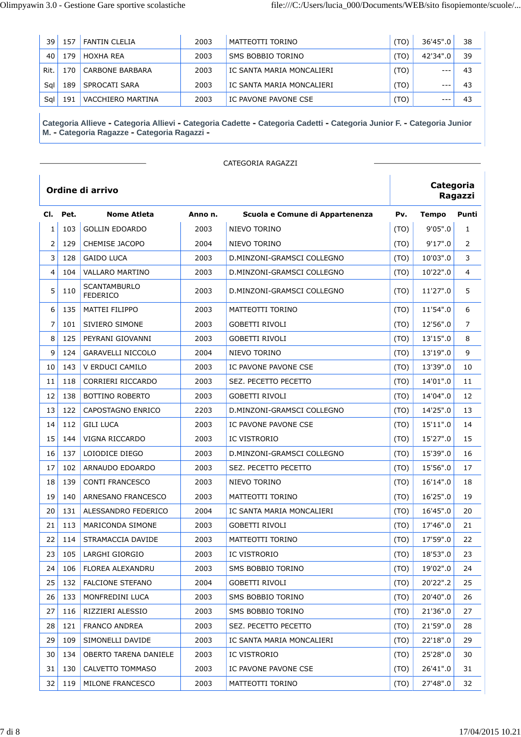| | | | | | | | |
|---|---|---|---|---|---|---|---|
| 39 | 157 | FANTIN CLELIA | 2003 | MATTEOTTI TORINO | (TO) | 36'45".0 | 38 |
| 40 | 179 | HOXHA REA | 2003 | SMS BOBBIO TORINO | (TO) | 42'34".0 | 39 |
| Rit. | 170 | CARBONE BARBARA | 2003 | IC SANTA MARIA MONCALIERI | (TO) | --- | 43 |
| Sql | 189 | SPROCATI SARA | 2003 | IC SANTA MARIA MONCALIERI | (TO) | --- | 43 |
| Sql | 191 | VACCHIERO MARTINA | 2003 | IC PAVONE PAVONE CSE | (TO) | --- | 43 |

**Categoria Allieve - Categoria Allievi - Categoria Cadette - Categoria Cadetti - Categoria Junior F. - Categoria Junior M. - Categoria Ragazze - Categoria Ragazzi -**

CATEGORIA RAGAZZI

**Ordine di arrivo** — **Categoria Ragazzi**

| Cl. | Pet. | Nome Atleta | Anno n. | Scuola e Comune di Appartenenza | Pv. | Tempo | Punti |
|---|---|---|---|---|---|---|---|
| 1 | 103 | GOLLIN EDOARDO | 2003 | NIEVO TORINO | (TO) | 9'05".0 | 1 |
| 2 | 129 | CHEMISE JACOPO | 2004 | NIEVO TORINO | (TO) | 9'17".0 | 2 |
| 3 | 128 | GAIDO LUCA | 2003 | D.MINZONI-GRAMSCI COLLEGNO | (TO) | 10'03".0 | 3 |
| 4 | 104 | VALLARO MARTINO | 2003 | D.MINZONI-GRAMSCI COLLEGNO | (TO) | 10'22".0 | 4 |
| 5 | 110 | SCANTAMBURLO FEDERICO | 2003 | D.MINZONI-GRAMSCI COLLEGNO | (TO) | 11'27".0 | 5 |
| 6 | 135 | MATTEI FILIPPO | 2003 | MATTEOTTI TORINO | (TO) | 11'54".0 | 6 |
| 7 | 101 | SIVIERO SIMONE | 2003 | GOBETTI RIVOLI | (TO) | 12'56".0 | 7 |
| 8 | 125 | PEYRANI GIOVANNI | 2003 | GOBETTI RIVOLI | (TO) | 13'15".0 | 8 |
| 9 | 124 | GARAVELLI NICCOLO | 2004 | NIEVO TORINO | (TO) | 13'19".0 | 9 |
| 10 | 143 | V ERDUCI CAMILO | 2003 | IC PAVONE PAVONE CSE | (TO) | 13'39".0 | 10 |
| 11 | 118 | CORRIERI RICCARDO | 2003 | SEZ. PECETTO PECETTO | (TO) | 14'01".0 | 11 |
| 12 | 138 | BOTTINO ROBERTO | 2003 | GOBETTI RIVOLI | (TO) | 14'04".0 | 12 |
| 13 | 122 | CAPOSTAGNO ENRICO | 2203 | D.MINZONI-GRAMSCI COLLEGNO | (TO) | 14'25".0 | 13 |
| 14 | 112 | GILI LUCA | 2003 | IC PAVONE PAVONE CSE | (TO) | 15'11".0 | 14 |
| 15 | 144 | VIGNA RICCARDO | 2003 | IC VISTRORIO | (TO) | 15'27".0 | 15 |
| 16 | 137 | LOIODICE DIEGO | 2003 | D.MINZONI-GRAMSCI COLLEGNO | (TO) | 15'39".0 | 16 |
| 17 | 102 | ARNAUDO EDOARDO | 2003 | SEZ. PECETTO PECETTO | (TO) | 15'56".0 | 17 |
| 18 | 139 | CONTI FRANCESCO | 2003 | NIEVO TORINO | (TO) | 16'14".0 | 18 |
| 19 | 140 | ARNESANO FRANCESCO | 2003 | MATTEOTTI TORINO | (TO) | 16'25".0 | 19 |
| 20 | 131 | ALESSANDRO FEDERICO | 2004 | IC SANTA MARIA MONCALIERI | (TO) | 16'45".0 | 20 |
| 21 | 113 | MARICONDA SIMONE | 2003 | GOBETTI RIVOLI | (TO) | 17'46".0 | 21 |
| 22 | 114 | STRAMACCIA DAVIDE | 2003 | MATTEOTTI TORINO | (TO) | 17'59".0 | 22 |
| 23 | 105 | LARGHI GIORGIO | 2003 | IC VISTRORIO | (TO) | 18'53".0 | 23 |
| 24 | 106 | FLOREA ALEXANDRU | 2003 | SMS BOBBIO TORINO | (TO) | 19'02".0 | 24 |
| 25 | 132 | FALCIONE STEFANO | 2004 | GOBETTI RIVOLI | (TO) | 20'22".2 | 25 |
| 26 | 133 | MONFREDINI LUCA | 2003 | SMS BOBBIO TORINO | (TO) | 20'40".0 | 26 |
| 27 | 116 | RIZZIERI ALESSIO | 2003 | SMS BOBBIO TORINO | (TO) | 21'36".0 | 27 |
| 28 | 121 | FRANCO ANDREA | 2003 | SEZ. PECETTO PECETTO | (TO) | 21'59".0 | 28 |
| 29 | 109 | SIMONELLI DAVIDE | 2003 | IC SANTA MARIA MONCALIERI | (TO) | 22'18".0 | 29 |
| 30 | 134 | OBERTO TARENA DANIELE | 2003 | IC VISTRORIO | (TO) | 25'28".0 | 30 |
| 31 | 130 | CALVETTO TOMMASO | 2003 | IC PAVONE PAVONE CSE | (TO) | 26'41".0 | 31 |
| 32 | 119 | MILONE FRANCESCO | 2003 | MATTEOTTI TORINO | (TO) | 27'48".0 | 32 |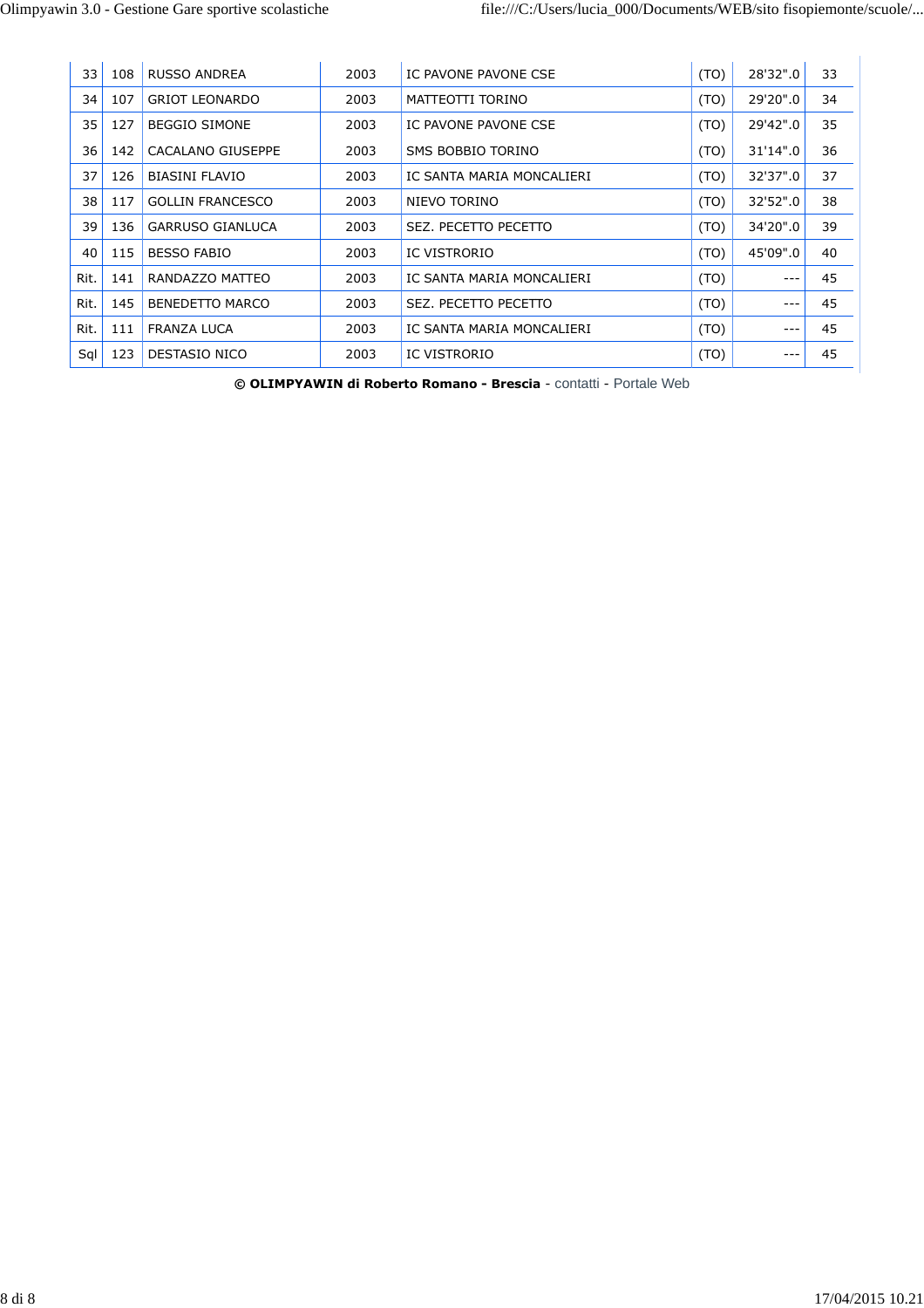| | | | | | | | |
|---|---|---|---|---|---|---|---|
| 33 | 108 | RUSSO ANDREA | 2003 | IC PAVONE PAVONE CSE | (TO) | 28'32".0 | 33 |
| 34 | 107 | GRIOT LEONARDO | 2003 | MATTEOTTI TORINO | (TO) | 29'20".0 | 34 |
| 35 | 127 | BEGGIO SIMONE | 2003 | IC PAVONE PAVONE CSE | (TO) | 29'42".0 | 35 |
| 36 | 142 | CACALANO GIUSEPPE | 2003 | SMS BOBBIO TORINO | (TO) | 31'14".0 | 36 |
| 37 | 126 | BIASINI FLAVIO | 2003 | IC SANTA MARIA MONCALIERI | (TO) | 32'37".0 | 37 |
| 38 | 117 | GOLLIN FRANCESCO | 2003 | NIEVO TORINO | (TO) | 32'52".0 | 38 |
| 39 | 136 | GARRUSO GIANLUCA | 2003 | SEZ. PECETTO PECETTO | (TO) | 34'20".0 | 39 |
| 40 | 115 | BESSO FABIO | 2003 | IC VISTRORIO | (TO) | 45'09".0 | 40 |
| Rit. | 141 | RANDAZZO MATTEO | 2003 | IC SANTA MARIA MONCALIERI | (TO) | --- | 45 |
| Rit. | 145 | BENEDETTO MARCO | 2003 | SEZ. PECETTO PECETTO | (TO) | --- | 45 |
| Rit. | 111 | FRANZA LUCA | 2003 | IC SANTA MARIA MONCALIERI | (TO) | --- | 45 |
| Sql | 123 | DESTASIO NICO | 2003 | IC VISTRORIO | (TO) | --- | 45 |

**© OLIMPYAWIN di Roberto Romano - Brescia** - contatti - Portale Web